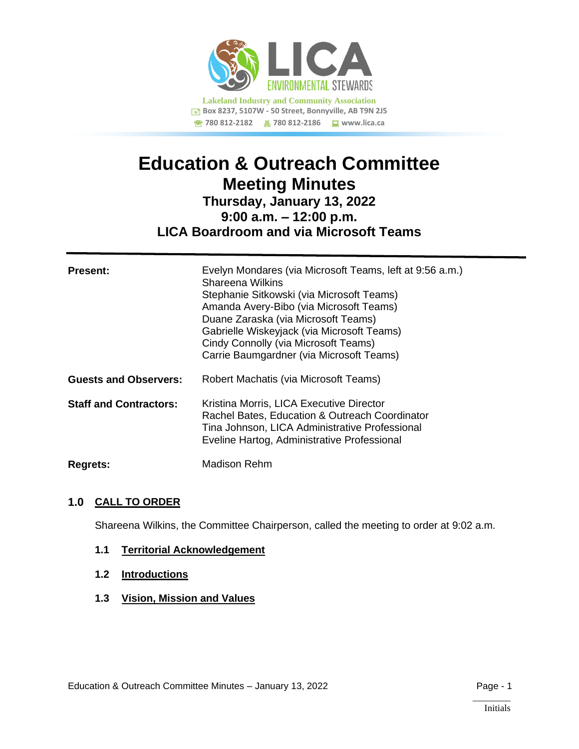**Lakeland Industry and Community Association**
Box 8237, 5107W - 50 Street, Bonnyville, AB T9N 2J5
780 812-2182 | 780 812-2186 | www.lica.ca

# Education & Outreach Committee
## Meeting Minutes
### Thursday, January 13, 2022
### 9:00 a.m. – 12:00 p.m.
### LICA Boardroom and via Microsoft Teams

---

**Present:**
Evelyn Mondares (via Microsoft Teams, left at 9:56 a.m.)
Shareena Wilkins
Stephanie Sitkowski (via Microsoft Teams)
Amanda Avery-Bibo (via Microsoft Teams)
Duane Zaraska (via Microsoft Teams)
Gabrielle Wiskeyjack (via Microsoft Teams)
Cindy Connolly (via Microsoft Teams)
Carrie Baumgardner (via Microsoft Teams)

**Guests and Observers:**
Robert Machatis (via Microsoft Teams)

**Staff and Contractors:**
Kristina Morris, LICA Executive Director
Rachel Bates, Education & Outreach Coordinator
Tina Johnson, LICA Administrative Professional
Eveline Hartog, Administrative Professional

**Regrets:**
Madison Rehm

## 1.0 CALL TO ORDER

Shareena Wilkins, the Committee Chairperson, called the meeting to order at 9:02 a.m.

### 1.1 Territorial Acknowledgement

### 1.2 Introductions

### 1.3 Vision, Mission and Values

\_\_\_\_\_\_\_\_
Initials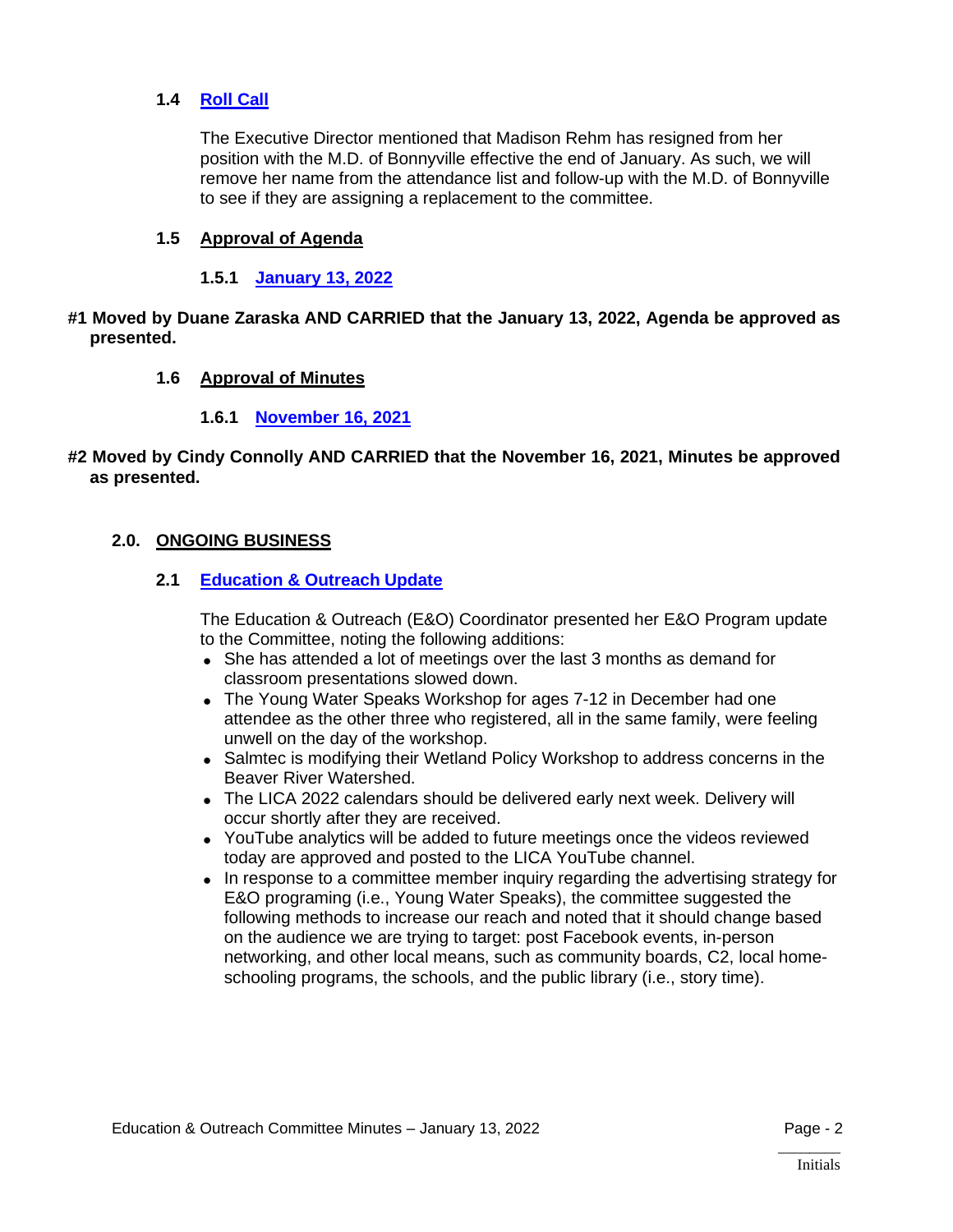### 1.4 Roll Call

The Executive Director mentioned that Madison Rehm has resigned from her position with the M.D. of Bonnyville effective the end of January. As such, we will remove her name from the attendance list and follow-up with the M.D. of Bonnyville to see if they are assigning a replacement to the committee.

### 1.5 Approval of Agenda

#### 1.5.1 January 13, 2022

**#1 Moved by Duane Zaraska AND CARRIED that the January 13, 2022, Agenda be approved as presented.**

### 1.6 Approval of Minutes

#### 1.6.1 November 16, 2021

**#2 Moved by Cindy Connolly AND CARRIED that the November 16, 2021, Minutes be approved as presented.**

## 2.0. ONGOING BUSINESS

### 2.1 Education & Outreach Update

The Education & Outreach (E&O) Coordinator presented her E&O Program update to the Committee, noting the following additions:

- She has attended a lot of meetings over the last 3 months as demand for classroom presentations slowed down.
- The Young Water Speaks Workshop for ages 7-12 in December had one attendee as the other three who registered, all in the same family, were feeling unwell on the day of the workshop.
- Salmtec is modifying their Wetland Policy Workshop to address concerns in the Beaver River Watershed.
- The LICA 2022 calendars should be delivered early next week. Delivery will occur shortly after they are received.
- YouTube analytics will be added to future meetings once the videos reviewed today are approved and posted to the LICA YouTube channel.
- In response to a committee member inquiry regarding the advertising strategy for E&O programing (i.e., Young Water Speaks), the committee suggested the following methods to increase our reach and noted that it should change based on the audience we are trying to target: post Facebook events, in-person networking, and other local means, such as community boards, C2, local home-schooling programs, the schools, and the public library (i.e., story time).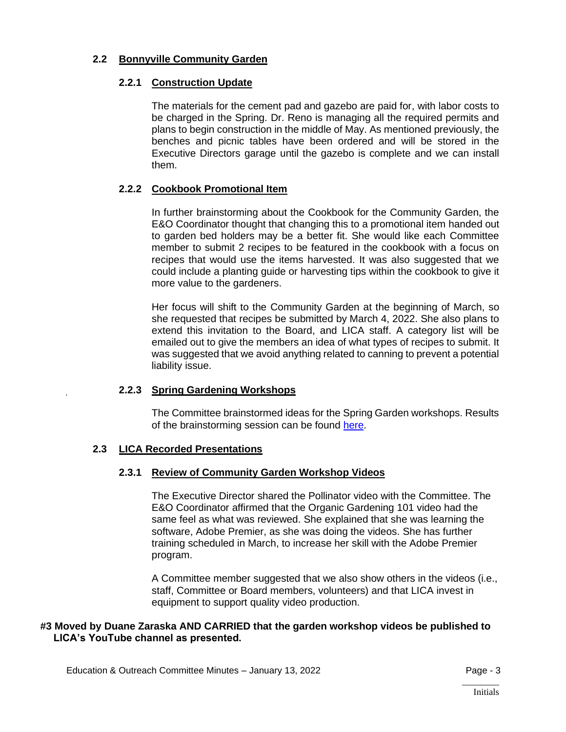## 2.2 Bonnyville Community Garden

### 2.2.1 Construction Update

The materials for the cement pad and gazebo are paid for, with labor costs to be charged in the Spring. Dr. Reno is managing all the required permits and plans to begin construction in the middle of May. As mentioned previously, the benches and picnic tables have been ordered and will be stored in the Executive Directors garage until the gazebo is complete and we can install them.

### 2.2.2 Cookbook Promotional Item

In further brainstorming about the Cookbook for the Community Garden, the E&O Coordinator thought that changing this to a promotional item handed out to garden bed holders may be a better fit. She would like each Committee member to submit 2 recipes to be featured in the cookbook with a focus on recipes that would use the items harvested. It was also suggested that we could include a planting guide or harvesting tips within the cookbook to give it more value to the gardeners.

Her focus will shift to the Community Garden at the beginning of March, so she requested that recipes be submitted by March 4, 2022. She also plans to extend this invitation to the Board, and LICA staff. A category list will be emailed out to give the members an idea of what types of recipes to submit. It was suggested that we avoid anything related to canning to prevent a potential liability issue.

### 2.2.3 Spring Gardening Workshops

The Committee brainstormed ideas for the Spring Garden workshops. Results of the brainstorming session can be found here.

## 2.3 LICA Recorded Presentations

### 2.3.1 Review of Community Garden Workshop Videos

The Executive Director shared the Pollinator video with the Committee. The E&O Coordinator affirmed that the Organic Gardening 101 video had the same feel as what was reviewed. She explained that she was learning the software, Adobe Premier, as she was doing the videos. She has further training scheduled in March, to increase her skill with the Adobe Premier program.

A Committee member suggested that we also show others in the videos (i.e., staff, Committee or Board members, volunteers) and that LICA invest in equipment to support quality video production.

**#3 Moved by Duane Zaraska AND CARRIED that the garden workshop videos be published to LICA's YouTube channel as presented.**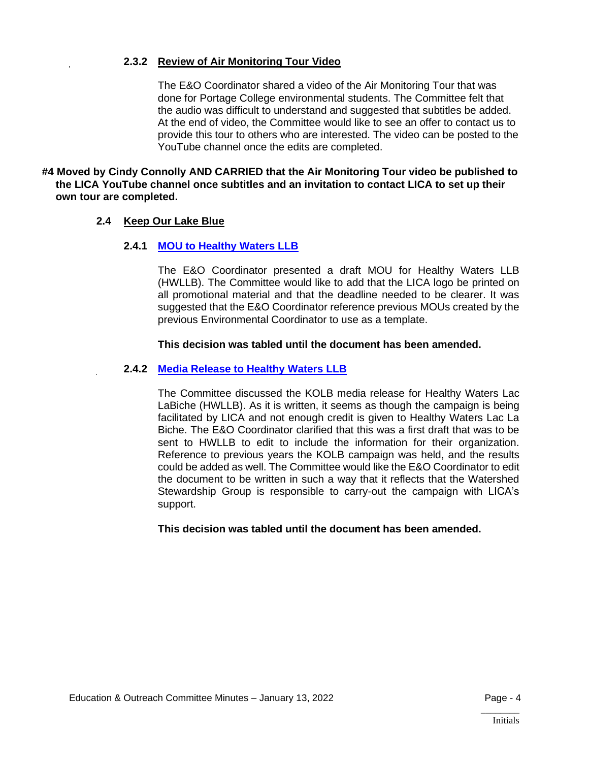#### 2.3.2 Review of Air Monitoring Tour Video

The E&O Coordinator shared a video of the Air Monitoring Tour that was done for Portage College environmental students. The Committee felt that the audio was difficult to understand and suggested that subtitles be added. At the end of video, the Committee would like to see an offer to contact us to provide this tour to others who are interested. The video can be posted to the YouTube channel once the edits are completed.

**#4 Moved by Cindy Connolly AND CARRIED that the Air Monitoring Tour video be published to the LICA YouTube channel once subtitles and an invitation to contact LICA to set up their own tour are completed.**

### 2.4 Keep Our Lake Blue

#### 2.4.1 MOU to Healthy Waters LLB

The E&O Coordinator presented a draft MOU for Healthy Waters LLB (HWLLB). The Committee would like to add that the LICA logo be printed on all promotional material and that the deadline needed to be clearer. It was suggested that the E&O Coordinator reference previous MOUs created by the previous Environmental Coordinator to use as a template.

**This decision was tabled until the document has been amended.**

#### 2.4.2 Media Release to Healthy Waters LLB

The Committee discussed the KOLB media release for Healthy Waters Lac LaBiche (HWLLB). As it is written, it seems as though the campaign is being facilitated by LICA and not enough credit is given to Healthy Waters Lac La Biche. The E&O Coordinator clarified that this was a first draft that was to be sent to HWLLB to edit to include the information for their organization. Reference to previous years the KOLB campaign was held, and the results could be added as well. The Committee would like the E&O Coordinator to edit the document to be written in such a way that it reflects that the Watershed Stewardship Group is responsible to carry-out the campaign with LICA's support.

**This decision was tabled until the document has been amended.**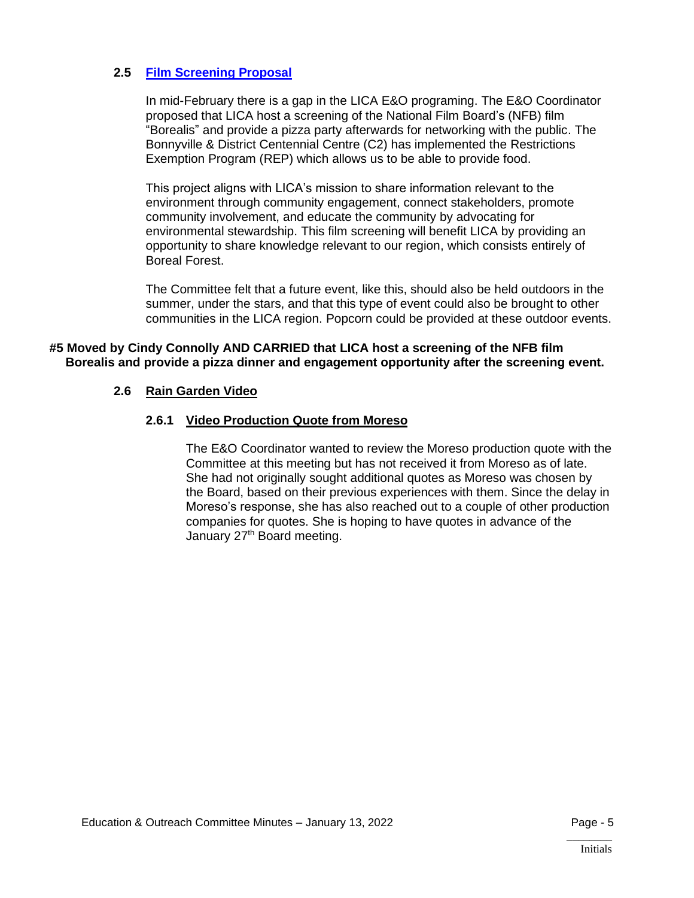### 2.5 Film Screening Proposal

In mid-February there is a gap in the LICA E&O programing. The E&O Coordinator proposed that LICA host a screening of the National Film Board's (NFB) film "Borealis" and provide a pizza party afterwards for networking with the public. The Bonnyville & District Centennial Centre (C2) has implemented the Restrictions Exemption Program (REP) which allows us to be able to provide food.

This project aligns with LICA's mission to share information relevant to the environment through community engagement, connect stakeholders, promote community involvement, and educate the community by advocating for environmental stewardship. This film screening will benefit LICA by providing an opportunity to share knowledge relevant to our region, which consists entirely of Boreal Forest.

The Committee felt that a future event, like this, should also be held outdoors in the summer, under the stars, and that this type of event could also be brought to other communities in the LICA region. Popcorn could be provided at these outdoor events.

**#5 Moved by Cindy Connolly AND CARRIED that LICA host a screening of the NFB film Borealis and provide a pizza dinner and engagement opportunity after the screening event.**

### 2.6 Rain Garden Video

#### 2.6.1 Video Production Quote from Moreso

The E&O Coordinator wanted to review the Moreso production quote with the Committee at this meeting but has not received it from Moreso as of late. She had not originally sought additional quotes as Moreso was chosen by the Board, based on their previous experiences with them. Since the delay in Moreso's response, she has also reached out to a couple of other production companies for quotes. She is hoping to have quotes in advance of the January 27th Board meeting.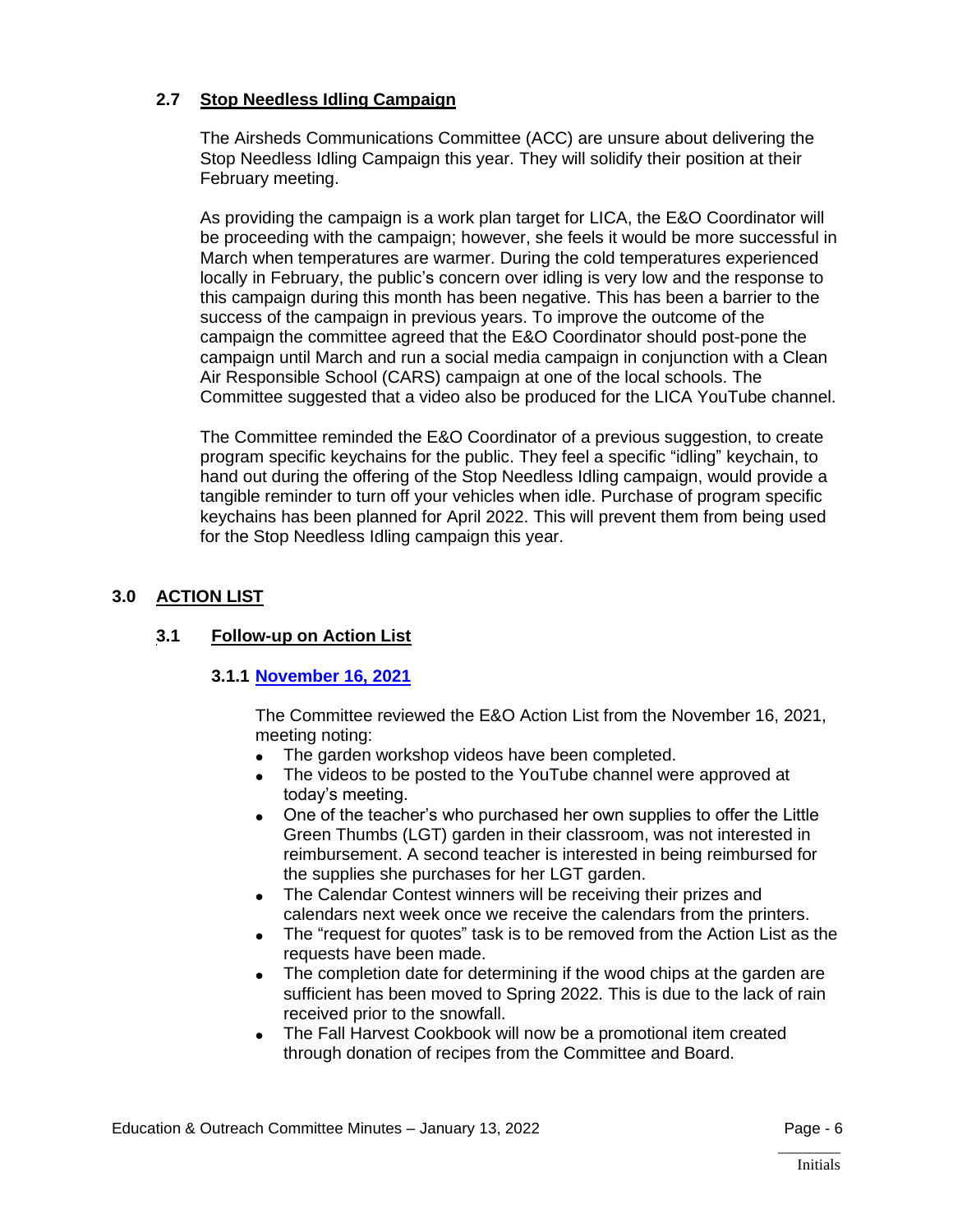### 2.7 Stop Needless Idling Campaign

The Airsheds Communications Committee (ACC) are unsure about delivering the Stop Needless Idling Campaign this year. They will solidify their position at their February meeting.

As providing the campaign is a work plan target for LICA, the E&O Coordinator will be proceeding with the campaign; however, she feels it would be more successful in March when temperatures are warmer. During the cold temperatures experienced locally in February, the public's concern over idling is very low and the response to this campaign during this month has been negative. This has been a barrier to the success of the campaign in previous years. To improve the outcome of the campaign the committee agreed that the E&O Coordinator should post-pone the campaign until March and run a social media campaign in conjunction with a Clean Air Responsible School (CARS) campaign at one of the local schools. The Committee suggested that a video also be produced for the LICA YouTube channel.

The Committee reminded the E&O Coordinator of a previous suggestion, to create program specific keychains for the public. They feel a specific "idling" keychain, to hand out during the offering of the Stop Needless Idling campaign, would provide a tangible reminder to turn off your vehicles when idle. Purchase of program specific keychains has been planned for April 2022. This will prevent them from being used for the Stop Needless Idling campaign this year.

## 3.0 ACTION LIST

### 3.1 Follow-up on Action List

#### 3.1.1 November 16, 2021

The Committee reviewed the E&O Action List from the November 16, 2021, meeting noting:

- The garden workshop videos have been completed.
- The videos to be posted to the YouTube channel were approved at today's meeting.
- One of the teacher's who purchased her own supplies to offer the Little Green Thumbs (LGT) garden in their classroom, was not interested in reimbursement. A second teacher is interested in being reimbursed for the supplies she purchases for her LGT garden.
- The Calendar Contest winners will be receiving their prizes and calendars next week once we receive the calendars from the printers.
- The "request for quotes" task is to be removed from the Action List as the requests have been made.
- The completion date for determining if the wood chips at the garden are sufficient has been moved to Spring 2022. This is due to the lack of rain received prior to the snowfall.
- The Fall Harvest Cookbook will now be a promotional item created through donation of recipes from the Committee and Board.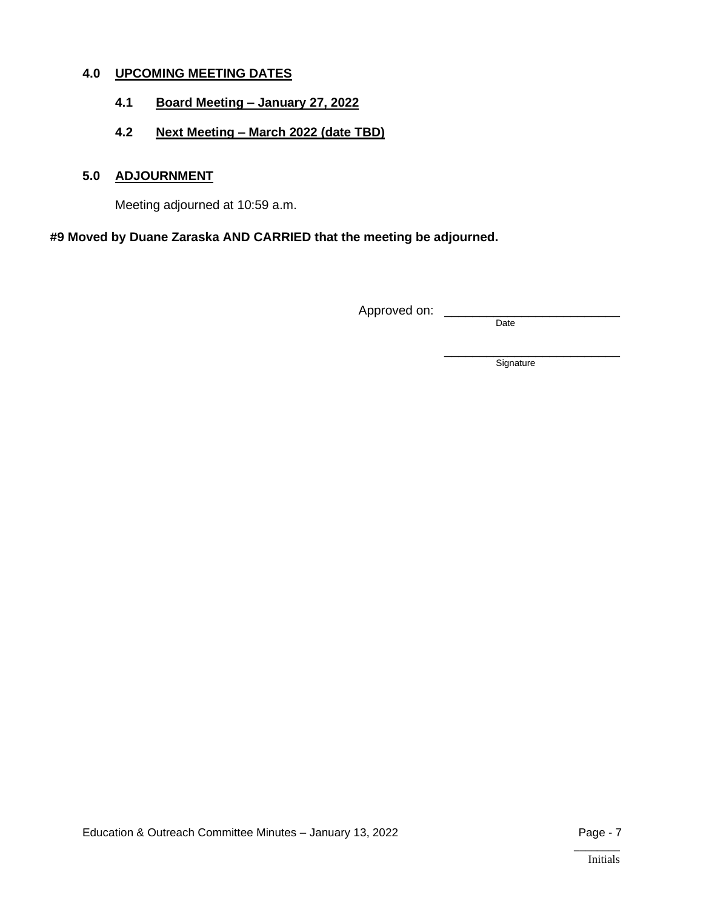## 4.0 UPCOMING MEETING DATES

### 4.1 Board Meeting – January 27, 2022

### 4.2 Next Meeting – March 2022 (date TBD)

## 5.0 ADJOURNMENT

Meeting adjourned at 10:59 a.m.

**#9 Moved by Duane Zaraska AND CARRIED that the meeting be adjourned.**

Approved on: ________________________
Date

________________________
Signature

________
Initials